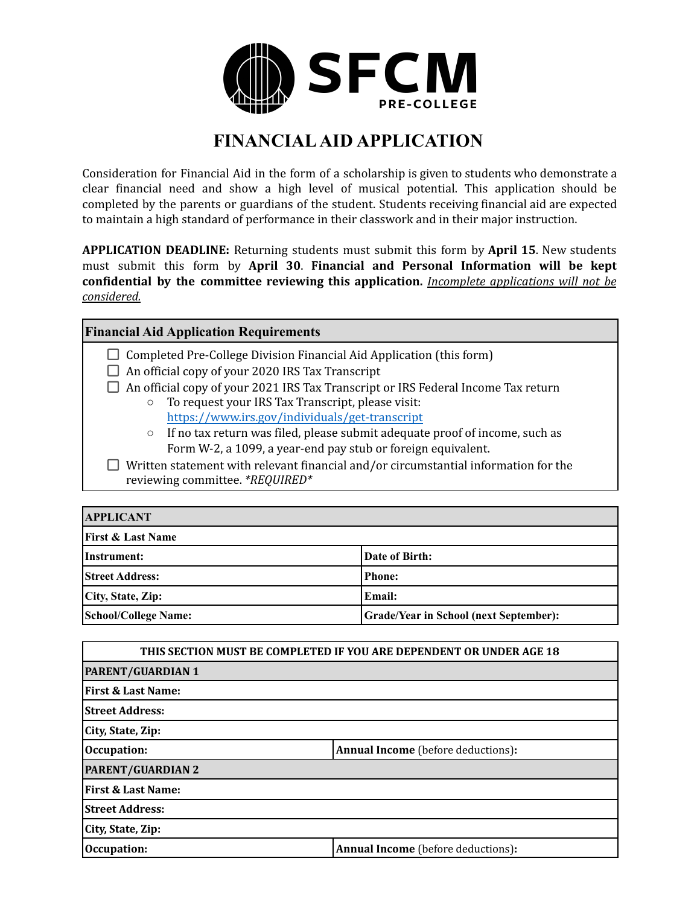SFCM PRE-COLLEGE

# FINANCIAL AID APPLICATION

Consideration for Financial Aid in the form of a scholarship is given to students who demonstrate a clear financial need and show a high level of musical potential. This application should be completed by the parents or guardians of the student. Students receiving financial aid are expected to maintain a high standard of performance in their classwork and in their major instruction.

**APPLICATION DEADLINE:** Returning students must submit this form by **April 15**. New students must submit this form by **April 30**. **Financial and Personal Information will be kept confidential by the committee reviewing this application.** _Incomplete applications will not be considered._

| **Financial Aid Application Requirements** |
|---|
| ☐ Completed Pre-College Division Financial Aid Application (this form)<br>☐ An official copy of your 2020 IRS Tax Transcript<br>☐ An official copy of your 2021 IRS Tax Transcript or IRS Federal Income Tax return<br>○ To request your IRS Tax Transcript, please visit: https://www.irs.gov/individuals/get-transcript<br>○ If no tax return was filed, please submit adequate proof of income, such as Form W-2, a 1099, a year-end pay stub or foreign equivalent.<br>☐ Written statement with relevant financial and/or circumstantial information for the reviewing committee. *REQUIRED* |

| **APPLICANT** | |
|---|---|
| **First & Last Name** | |
| **Instrument:** | **Date of Birth:** |
| **Street Address:** | **Phone:** |
| **City, State, Zip:** | **Email:** |
| **School/College Name:** | **Grade/Year in School (next September):** |

| **THIS SECTION MUST BE COMPLETED IF YOU ARE DEPENDENT OR UNDER AGE 18** | |
|---|---|
| **PARENT/GUARDIAN 1** | |
| **First & Last Name:** | |
| **Street Address:** | |
| **City, State, Zip:** | |
| **Occupation:** | **Annual Income** (before deductions)**:** |
| **PARENT/GUARDIAN 2** | |
| **First & Last Name:** | |
| **Street Address:** | |
| **City, State, Zip:** | |
| **Occupation:** | **Annual Income** (before deductions)**:** |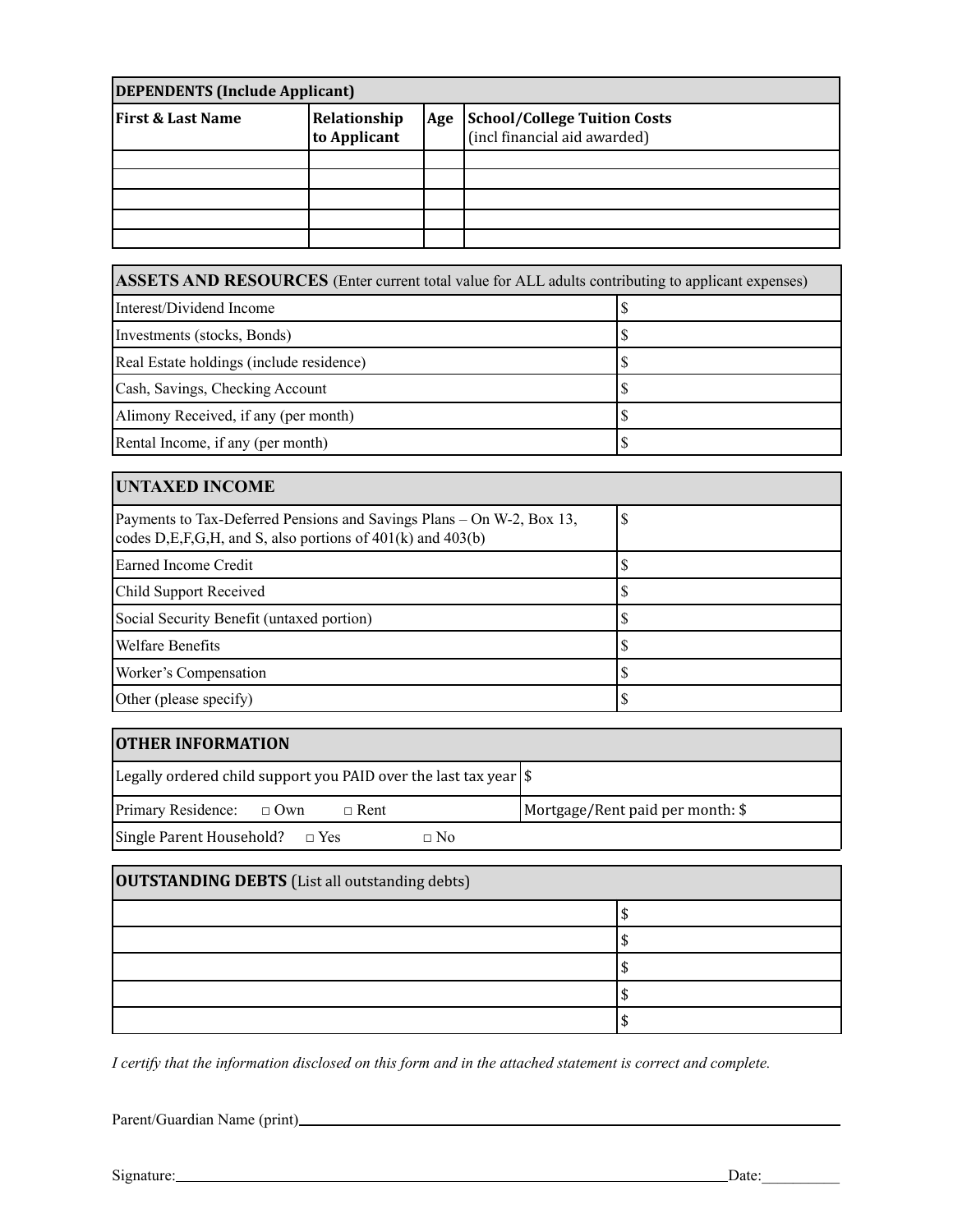| DEPENDENTS (Include Applicant) | | | |
|---|---|---|---|
| **First & Last Name** | **Relationship to Applicant** | **Age** | **School/College Tuition Costs** (incl financial aid awarded) |
| | | | |
| | | | |
| | | | |
| | | | |
| | | | |

| **ASSETS AND RESOURCES** (Enter current total value for ALL adults contributing to applicant expenses) | |
|---|---|
| Interest/Dividend Income | $ |
| Investments (stocks, Bonds) | $ |
| Real Estate holdings (include residence) | $ |
| Cash, Savings, Checking Account | $ |
| Alimony Received, if any (per month) | $ |
| Rental Income, if any (per month) | $ |

| **UNTAXED INCOME** | |
|---|---|
| Payments to Tax-Deferred Pensions and Savings Plans – On W-2, Box 13, codes D,E,F,G,H, and S, also portions of 401(k) and 403(b) | $ |
| Earned Income Credit | $ |
| Child Support Received | $ |
| Social Security Benefit (untaxed portion) | $ |
| Welfare Benefits | $ |
| Worker's Compensation | $ |
| Other (please specify) | $ |

| **OTHER INFORMATION** | |
|---|---|
| Legally ordered child support you PAID over the last tax year | $ |
| Primary Residence: □ Own □ Rent | Mortgage/Rent paid per month: $ |
| Single Parent Household? □ Yes □ No | |

| **OUTSTANDING DEBTS** (List all outstanding debts) | |
|---|---|
| | $ |
| | $ |
| | $ |
| | $ |
| | $ |

*I certify that the information disclosed on this form and in the attached statement is correct and complete.*

Parent/Guardian Name (print)\_\_\_\_\_\_\_\_\_\_\_\_\_\_\_\_\_\_\_\_\_\_\_\_\_\_\_\_\_\_\_\_\_\_\_\_\_\_\_\_

Signature:\_\_\_\_\_\_\_\_\_\_\_\_\_\_\_\_\_\_\_\_\_\_\_\_\_\_\_\_\_\_\_\_\_\_\_\_\_\_\_\_ Date:\_\_\_\_\_\_\_\_\_\_